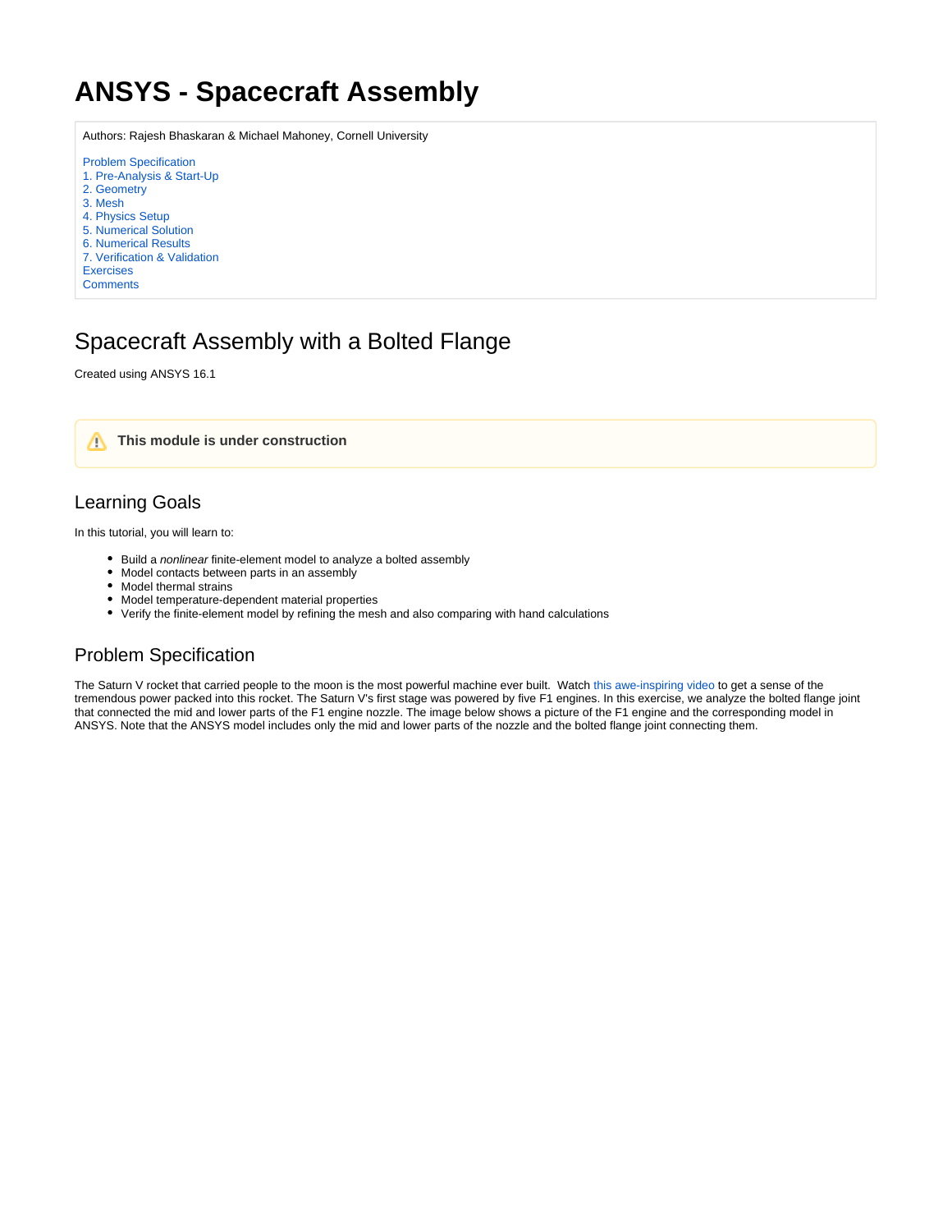# ANSYS - Spacecraft Assembly

Authors: Rajesh Bhaskaran & Michael Mahoney, Cornell University

- Problem Specification
- 1. Pre-Analysis & Start-Up
- 2. Geometry
- 3. Mesh
- 4. Physics Setup
- 5. Numerical Solution
- 6. Numerical Results
- 7. Verification & Validation
- Exercises
- Comments

## Spacecraft Assembly with a Bolted Flange

Created using ANSYS 16.1

> ⚠ **This module is under construction**

### Learning Goals

In this tutorial, you will learn to:

- Build a *nonlinear* finite-element model to analyze a bolted assembly
- Model contacts between parts in an assembly
- Model thermal strains
- Model temperature-dependent material properties
- Verify the finite-element model by refining the mesh and also comparing with hand calculations

### Problem Specification

The Saturn V rocket that carried people to the moon is the most powerful machine ever built. Watch this awe-inspiring video to get a sense of the tremendous power packed into this rocket. The Saturn V's first stage was powered by five F1 engines. In this exercise, we analyze the bolted flange joint that connected the mid and lower parts of the F1 engine nozzle. The image below shows a picture of the F1 engine and the corresponding model in ANSYS. Note that the ANSYS model includes only the mid and lower parts of the nozzle and the bolted flange joint connecting them.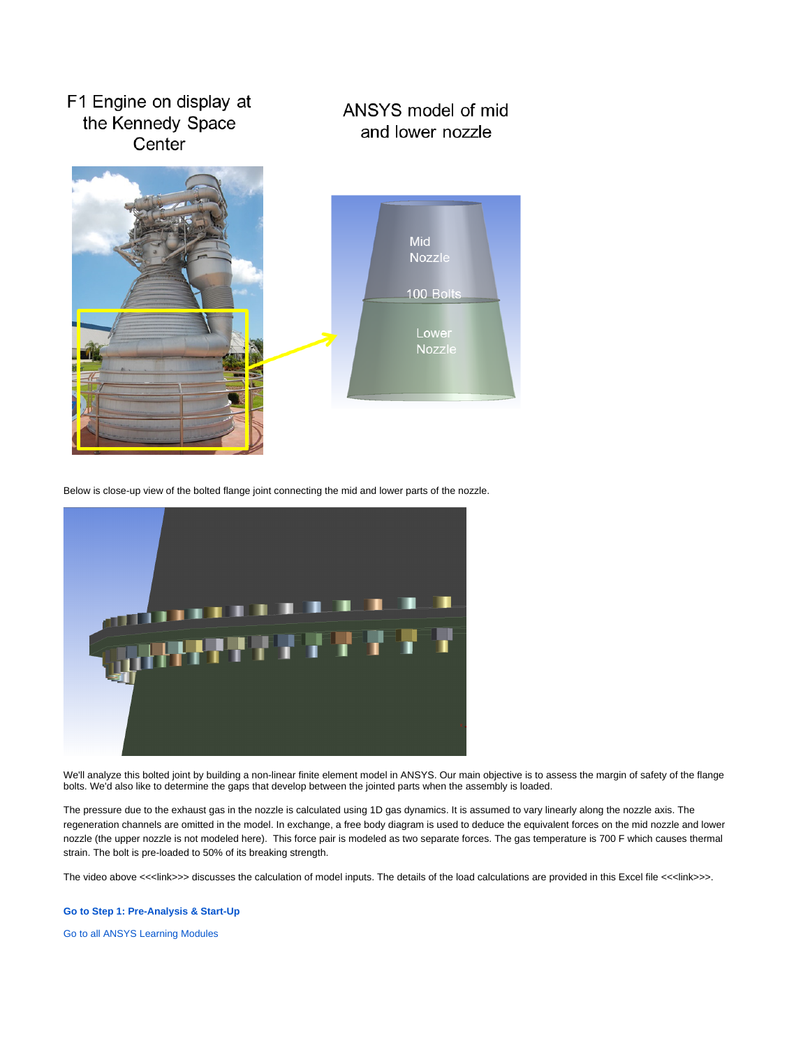F1 Engine on display at the Kennedy Space Center

ANSYS model of mid and lower nozzle

Mid Nozzle

100 Bolts

Lower Nozzle

Below is close-up view of the bolted flange joint connecting the mid and lower parts of the nozzle.

We'll analyze this bolted joint by building a non-linear finite element model in ANSYS. Our main objective is to assess the margin of safety of the flange bolts. We'd also like to determine the gaps that develop between the jointed parts when the assembly is loaded.

The pressure due to the exhaust gas in the nozzle is calculated using 1D gas dynamics. It is assumed to vary linearly along the nozzle axis. The regeneration channels are omitted in the model. In exchange, a free body diagram is used to deduce the equivalent forces on the mid nozzle and lower nozzle (the upper nozzle is not modeled here). This force pair is modeled as two separate forces. The gas temperature is 700 F which causes thermal strain. The bolt is pre-loaded to 50% of its breaking strength.

The video above <<<link>>> discusses the calculation of model inputs. The details of the load calculations are provided in this Excel file <<<link>>>.

**Go to Step 1: Pre-Analysis & Start-Up**

Go to all ANSYS Learning Modules